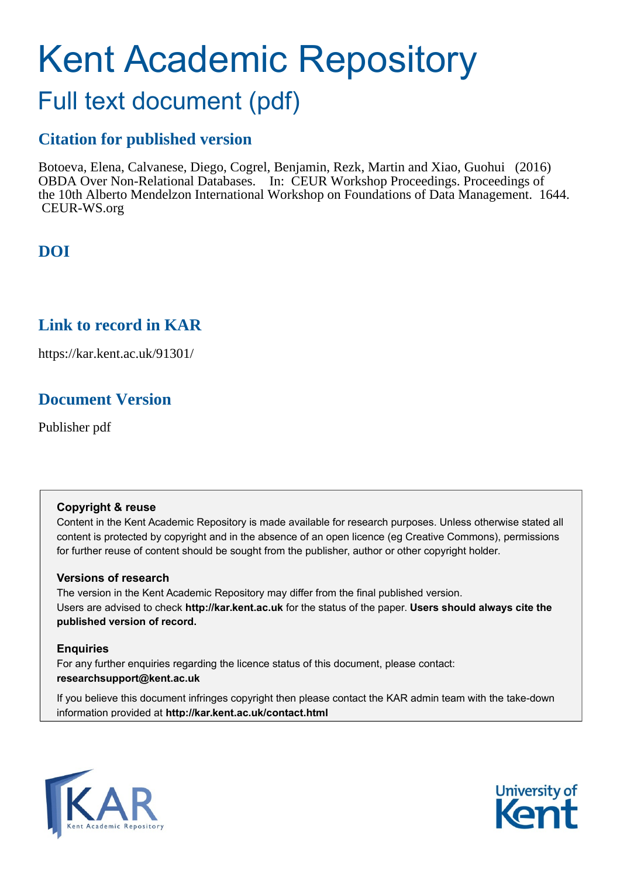# Kent Academic Repository

## Full text document (pdf)

### Citation for published version

Botoeva, Elena, Calvanese, Diego, Cogrel, Benjamin, Rezk, Martin and Xiao, Guohui (2016) OBDA Over Non-Relational Databases. In: CEUR Workshop Proceedings. Proceedings of the 10th Alberto Mendelzon International Workshop on Foundations of Data Management. 1644. CEUR-WS.org

### DOI

### Link to record in KAR

https://kar.kent.ac.uk/91301/

### Document Version

Publisher pdf

**Copyright & reuse**

Content in the Kent Academic Repository is made available for research purposes. Unless otherwise stated all content is protected by copyright and in the absence of an open licence (eg Creative Commons), permissions for further reuse of content should be sought from the publisher, author or other copyright holder.

**Versions of research**

The version in the Kent Academic Repository may differ from the final published version. Users are advised to check **http://kar.kent.ac.uk** for the status of the paper. **Users should always cite the published version of record.**

**Enquiries**

For any further enquiries regarding the licence status of this document, please contact: **researchsupport@kent.ac.uk**

If you believe this document infringes copyright then please contact the KAR admin team with the take-down information provided at **http://kar.kent.ac.uk/contact.html**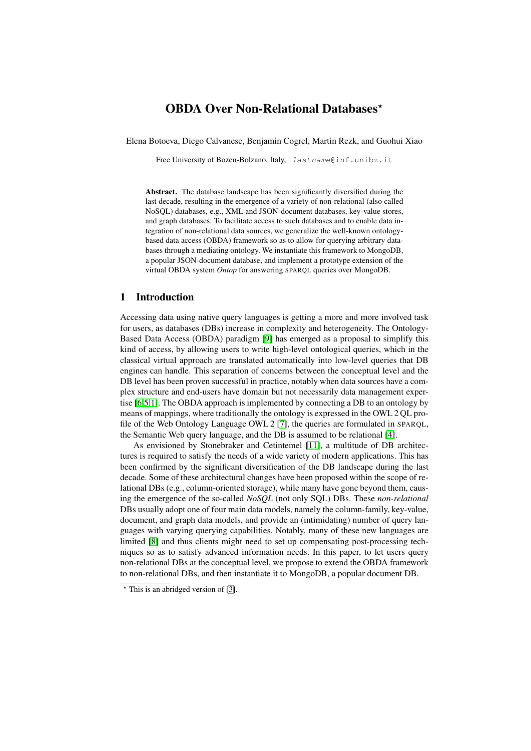# OBDA Over Non-Relational Databases*

Elena Botoeva, Diego Calvanese, Benjamin Cogrel, Martin Rezk, and Guohui Xiao

Free University of Bozen-Bolzano, Italy, *lastname*@inf.unibz.it

**Abstract.** The database landscape has been significantly diversified during the last decade, resulting in the emergence of a variety of non-relational (also called NoSQL) databases, e.g., XML and JSON-document databases, key-value stores, and graph databases. To facilitate access to such databases and to enable data integration of non-relational data sources, we generalize the well-known ontology-based data access (OBDA) framework so as to allow for querying arbitrary databases through a mediating ontology. We instantiate this framework to MongoDB, a popular JSON-document database, and implement a prototype extension of the virtual OBDA system *Ontop* for answering SPARQL queries over MongoDB.

## 1 Introduction

Accessing data using native query languages is getting a more and more involved task for users, as databases (DBs) increase in complexity and heterogeneity. The Ontology-Based Data Access (OBDA) paradigm [9] has emerged as a proposal to simplify this kind of access, by allowing users to write high-level ontological queries, which in the classical virtual approach are translated automatically into low-level queries that DB engines can handle. This separation of concerns between the conceptual level and the DB level has been proven successful in practice, notably when data sources have a complex structure and end-users have domain but not necessarily data management expertise [6,5,1]. The OBDA approach is implemented by connecting a DB to an ontology by means of mappings, where traditionally the ontology is expressed in the OWL 2 QL profile of the Web Ontology Language OWL 2 [7], the queries are formulated in SPARQL, the Semantic Web query language, and the DB is assumed to be relational [4].

As envisioned by Stonebraker and Cetintemel [11], a multitude of DB architectures is required to satisfy the needs of a wide variety of modern applications. This has been confirmed by the significant diversification of the DB landscape during the last decade. Some of these architectural changes have been proposed within the scope of relational DBs (e.g., column-oriented storage), while many have gone beyond them, causing the emergence of the so-called *NoSQL* (not only SQL) DBs. These *non-relational* DBs usually adopt one of four main data models, namely the column-family, key-value, document, and graph data models, and provide an (intimidating) number of query languages with varying querying capabilities. Notably, many of these new languages are limited [8] and thus clients might need to set up compensating post-processing techniques so as to satisfy advanced information needs. In this paper, to let users query non-relational DBs at the conceptual level, we propose to extend the OBDA framework to non-relational DBs, and then instantiate it to MongoDB, a popular document DB.

* This is an abridged version of [3].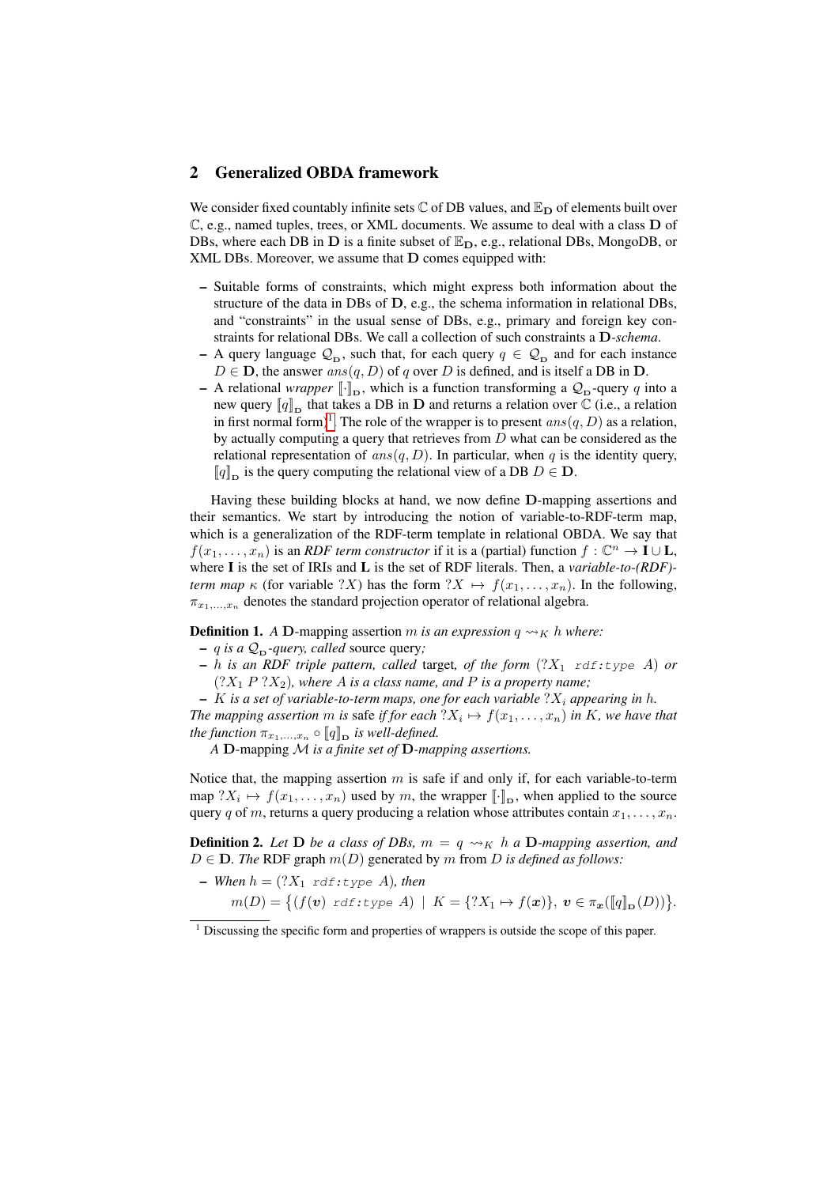## 2 Generalized OBDA framework

We consider fixed countably infinite sets $\mathbb{C}$ of DB values, and $\mathbb{E}_{\mathbf{D}}$ of elements built over $\mathbb{C}$, e.g., named tuples, trees, or XML documents. We assume to deal with a class $\mathbf{D}$ of DBs, where each DB in $\mathbf{D}$ is a finite subset of $\mathbb{E}_{\mathbf{D}}$, e.g., relational DBs, MongoDB, or XML DBs. Moreover, we assume that $\mathbf{D}$ comes equipped with:

- Suitable forms of constraints, which might express both information about the structure of the data in DBs of $\mathbf{D}$, e.g., the schema information in relational DBs, and "constraints" in the usual sense of DBs, e.g., primary and foreign key constraints for relational DBs. We call a collection of such constraints a $\mathbf{D}$-*schema*.
- A query language $\mathcal{Q}_{\mathbf{D}}$, such that, for each query $q \in \mathcal{Q}_{\mathbf{D}}$ and for each instance $D \in \mathbf{D}$, the answer $ans(q, D)$ of $q$ over $D$ is defined, and is itself a DB in $\mathbf{D}$.
- A relational *wrapper* $[\![\cdot]\!]_{\mathbf{D}}$, which is a function transforming a $\mathcal{Q}_{\mathbf{D}}$-query $q$ into a new query $[\![q]\!]_{\mathbf{D}}$ that takes a DB in $\mathbf{D}$ and returns a relation over $\mathbb{C}$ (i.e., a relation in first normal form)[1]. The role of the wrapper is to present $ans(q, D)$ as a relation, by actually computing a query that retrieves from $D$ what can be considered as the relational representation of $ans(q, D)$. In particular, when $q$ is the identity query, $[\![q]\!]_{\mathbf{D}}$ is the query computing the relational view of a DB $D \in \mathbf{D}$.

Having these building blocks at hand, we now define $\mathbf{D}$-mapping assertions and their semantics. We start by introducing the notion of variable-to-RDF-term map, which is a generalization of the RDF-term template in relational OBDA. We say that $f(x_1, \ldots, x_n)$ is an *RDF term constructor* if it is a (partial) function $f : \mathbb{C}^n \to \mathbf{I} \cup \mathbf{L}$, where $\mathbf{I}$ is the set of IRIs and $\mathbf{L}$ is the set of RDF literals. Then, a *variable-to-(RDF)-term map* $\kappa$ (for variable $?X$) has the form $?X \mapsto f(x_1, \ldots, x_n)$. In the following, $\pi_{x_1,\ldots,x_n}$ denotes the standard projection operator of relational algebra.

**Definition 1.** *A* $\mathbf{D}$-mapping assertion $m$ *is an expression* $q \rightsquigarrow_K h$ *where:*

- $q$ *is a* $\mathcal{Q}_{\mathbf{D}}$*-query, called* source query*;*
- $h$ *is an RDF triple pattern, called* target*, of the form* $(?X_1\ \texttt{rdf:type}\ A)$ *or* $(?X_1\ P\ ?X_2)$*, where* $A$ *is a class name, and* $P$ *is a property name;*
- $K$ *is a set of variable-to-term maps, one for each variable* $?X_i$ *appearing in* $h$*.*

*The mapping assertion* $m$ *is* safe *if for each* $?X_i \mapsto f(x_1, \ldots, x_n)$ *in* $K$*, we have that the function* $\pi_{x_1,\ldots,x_n} \circ [\![q]\!]_{\mathbf{D}}$ *is well-defined.*

*A* $\mathbf{D}$-mapping $\mathcal{M}$ *is a finite set of* $\mathbf{D}$*-mapping assertions.*

Notice that, the mapping assertion $m$ is safe if and only if, for each variable-to-term map $?X_i \mapsto f(x_1, \ldots, x_n)$ used by $m$, the wrapper $[\![\cdot]\!]_{\mathbf{D}}$, when applied to the source query $q$ of $m$, returns a query producing a relation whose attributes contain $x_1, \ldots, x_n$.

**Definition 2.** *Let* $\mathbf{D}$ *be a class of DBs,* $m = q \rightsquigarrow_K h$ *a* $\mathbf{D}$*-mapping assertion, and* $D \in \mathbf{D}$*. The* RDF graph $m(D)$ generated by $m$ from $D$ *is defined as follows:*

- *When* $h = (?X_1\ \texttt{rdf:type}\ A)$*, then*

$$m(D) = \{(f(\boldsymbol{v})\ \texttt{rdf:type}\ A) \mid K = \{?X_1 \mapsto f(\boldsymbol{x})\},\ \boldsymbol{v} \in \pi_{\boldsymbol{x}}([\![q]\!]_{\mathbf{D}}(D))\}.$$

[1] Discussing the specific form and properties of wrappers is outside the scope of this paper.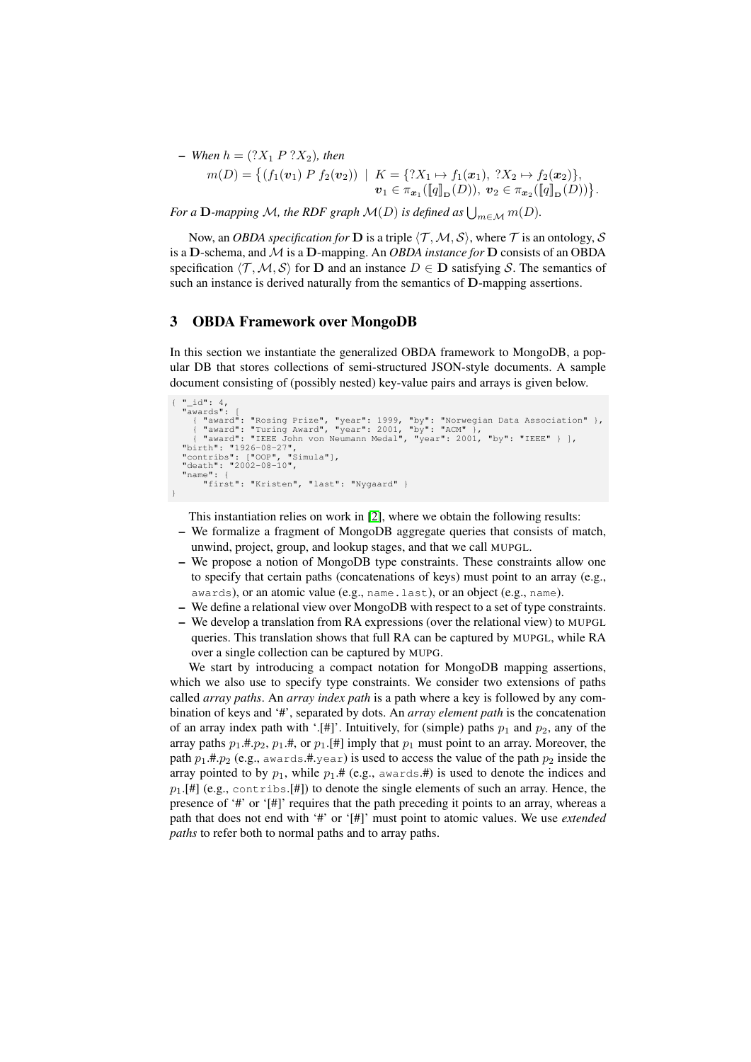– *When* $h = (?X_1\ P\ ?X_2)$*, then*

$$m(D) = \{(f_1(\boldsymbol{v}_1)\ P\ f_2(\boldsymbol{v}_2)) \mid K = \{?X_1 \mapsto f_1(\boldsymbol{x}_1),\ ?X_2 \mapsto f_2(\boldsymbol{x}_2)\},\ \boldsymbol{v}_1 \in \pi_{\boldsymbol{x}_1}(\llbracket q \rrbracket_{\mathbf{D}}(D)),\ \boldsymbol{v}_2 \in \pi_{\boldsymbol{x}_2}(\llbracket q \rrbracket_{\mathbf{D}}(D))\}.$$

*For a* $\mathbf{D}$*-mapping* $\mathcal{M}$*, the RDF graph* $\mathcal{M}(D)$ *is defined as* $\bigcup_{m \in \mathcal{M}} m(D)$*.*

Now, an *OBDA specification for* $\mathbf{D}$ is a triple $\langle \mathcal{T}, \mathcal{M}, \mathcal{S} \rangle$, where $\mathcal{T}$ is an ontology, $\mathcal{S}$ is a $\mathbf{D}$-schema, and $\mathcal{M}$ is a $\mathbf{D}$-mapping. An *OBDA instance for* $\mathbf{D}$ consists of an OBDA specification $\langle \mathcal{T}, \mathcal{M}, \mathcal{S} \rangle$ for $\mathbf{D}$ and an instance $D \in \mathbf{D}$ satisfying $\mathcal{S}$. The semantics of such an instance is derived naturally from the semantics of $\mathbf{D}$-mapping assertions.

## 3 OBDA Framework over MongoDB

In this section we instantiate the generalized OBDA framework to MongoDB, a popular DB that stores collections of semi-structured JSON-style documents. A sample document consisting of (possibly nested) key-value pairs and arrays is given below.

```
{ "_id": 4,
  "awards": [
    { "award": "Rosing Prize", "year": 1999, "by": "Norwegian Data Association" },
    { "award": "Turing Award", "year": 2001, "by": "ACM" },
    { "award": "IEEE John von Neumann Medal", "year": 2001, "by": "IEEE" } ],
  "birth": "1926-08-27",
  "contribs": ["OOP", "Simula"],
  "death": "2002-08-10",
  "name": {
      "first": "Kristen", "last": "Nygaard" }
}
```

This instantiation relies on work in [2], where we obtain the following results:

- We formalize a fragment of MongoDB aggregate queries that consists of match, unwind, project, group, and lookup stages, and that we call MUPGL.
- We propose a notion of MongoDB type constraints. These constraints allow one to specify that certain paths (concatenations of keys) must point to an array (e.g., `awards`), or an atomic value (e.g., `name.last`), or an object (e.g., `name`).
- We define a relational view over MongoDB with respect to a set of type constraints.
- We develop a translation from RA expressions (over the relational view) to MUPGL queries. This translation shows that full RA can be captured by MUPGL, while RA over a single collection can be captured by MUPG.

We start by introducing a compact notation for MongoDB mapping assertions, which we also use to specify type constraints. We consider two extensions of paths called *array paths*. An *array index path* is a path where a key is followed by any combination of keys and '#', separated by dots. An *array element path* is the concatenation of an array index path with '.[#]'. Intuitively, for (simple) paths $p_1$ and $p_2$, any of the array paths $p_1$.#.$p_2$, $p_1$.#, or $p_1$.[#] imply that $p_1$ must point to an array. Moreover, the path $p_1$.#.$p_2$ (e.g., `awards`.#.`year`) is used to access the value of the path $p_2$ inside the array pointed to by $p_1$, while $p_1$.# (e.g., `awards`.#) is used to denote the indices and $p_1$.[#] (e.g., `contribs`.[#]) to denote the single elements of such an array. Hence, the presence of '#' or '[#]' requires that the path preceding it points to an array, whereas a path that does not end with '#' or '[#]' must point to atomic values. We use *extended paths* to refer both to normal paths and to array paths.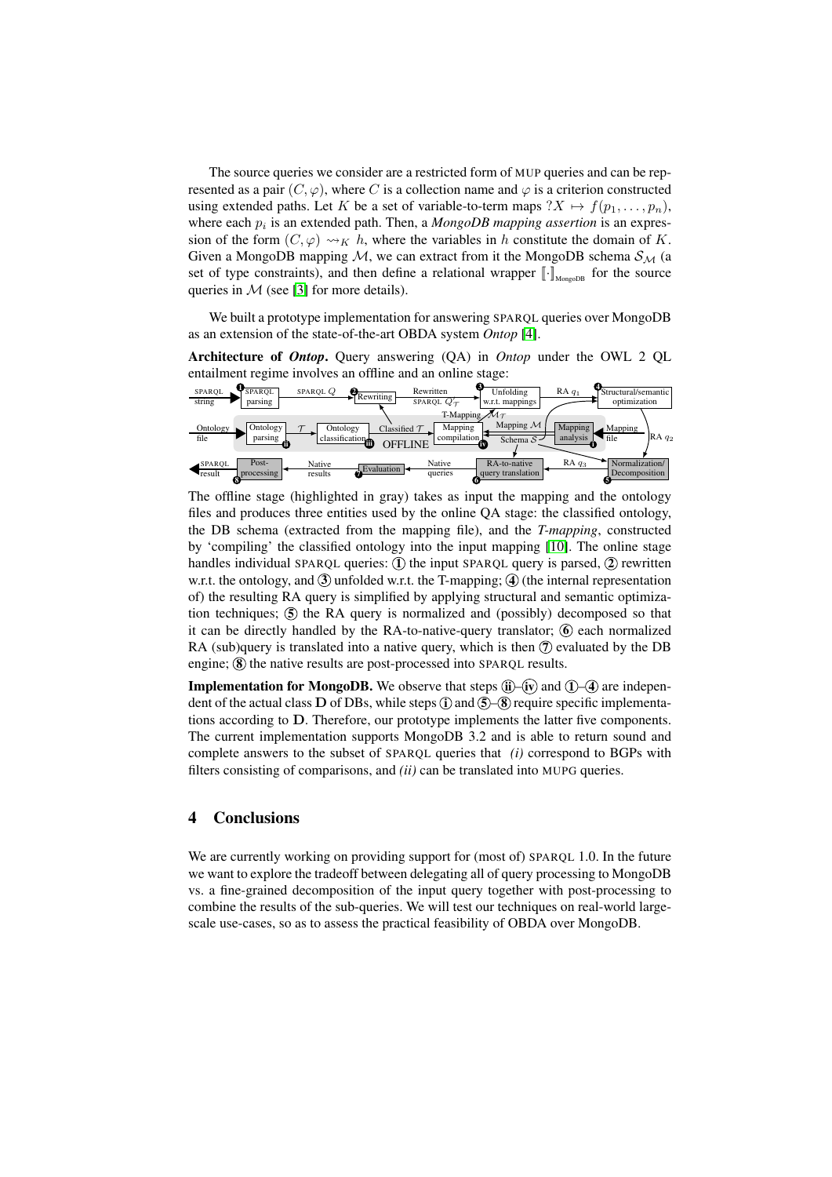The source queries we consider are a restricted form of MUP queries and can be represented as a pair $(C, \varphi)$, where $C$ is a collection name and $\varphi$ is a criterion constructed using extended paths. Let $K$ be a set of variable-to-term maps $?X \mapsto f(p_1, \ldots, p_n)$, where each $p_i$ is an extended path. Then, a *MongoDB mapping assertion* is an expression of the form $(C, \varphi) \rightsquigarrow_K h$, where the variables in $h$ constitute the domain of $K$. Given a MongoDB mapping $\mathcal{M}$, we can extract from it the MongoDB schema $\mathcal{S}_\mathcal{M}$ (a set of type constraints), and then define a relational wrapper $[\![\cdot]\!]_{\text{MongoDB}}$ for the source queries in $\mathcal{M}$ (see [3] for more details).

We built a prototype implementation for answering SPARQL queries over MongoDB as an extension of the state-of-the-art OBDA system *Ontop* [4].

**Architecture of *Ontop*.** Query answering (QA) in *Ontop* under the OWL 2 QL entailment regime involves an offline and an online stage:

The offline stage (highlighted in gray) takes as input the mapping and the ontology files and produces three entities used by the online QA stage: the classified ontology, the DB schema (extracted from the mapping file), and the *T-mapping*, constructed by 'compiling' the classified ontology into the input mapping [10]. The online stage handles individual SPARQL queries: ① the input SPARQL query is parsed, ② rewritten w.r.t. the ontology, and ③ unfolded w.r.t. the T-mapping; ④ (the internal representation of) the resulting RA query is simplified by applying structural and semantic optimization techniques; ⑤ the RA query is normalized and (possibly) decomposed so that it can be directly handled by the RA-to-native-query translator; ⑥ each normalized RA (sub)query is translated into a native query, which is then ⑦ evaluated by the DB engine; ⑧ the native results are post-processed into SPARQL results.

**Implementation for MongoDB.** We observe that steps (ii)–(iv) and ①–④ are independent of the actual class $\mathbf{D}$ of DBs, while steps (i) and ⑤–⑧ require specific implementations according to $\mathbf{D}$. Therefore, our prototype implements the latter five components. The current implementation supports MongoDB 3.2 and is able to return sound and complete answers to the subset of SPARQL queries that *(i)* correspond to BGPs with filters consisting of comparisons, and *(ii)* can be translated into MUPG queries.

## 4 Conclusions

We are currently working on providing support for (most of) SPARQL 1.0. In the future we want to explore the tradeoff between delegating all of query processing to MongoDB vs. a fine-grained decomposition of the input query together with post-processing to combine the results of the sub-queries. We will test our techniques on real-world large-scale use-cases, so as to assess the practical feasibility of OBDA over MongoDB.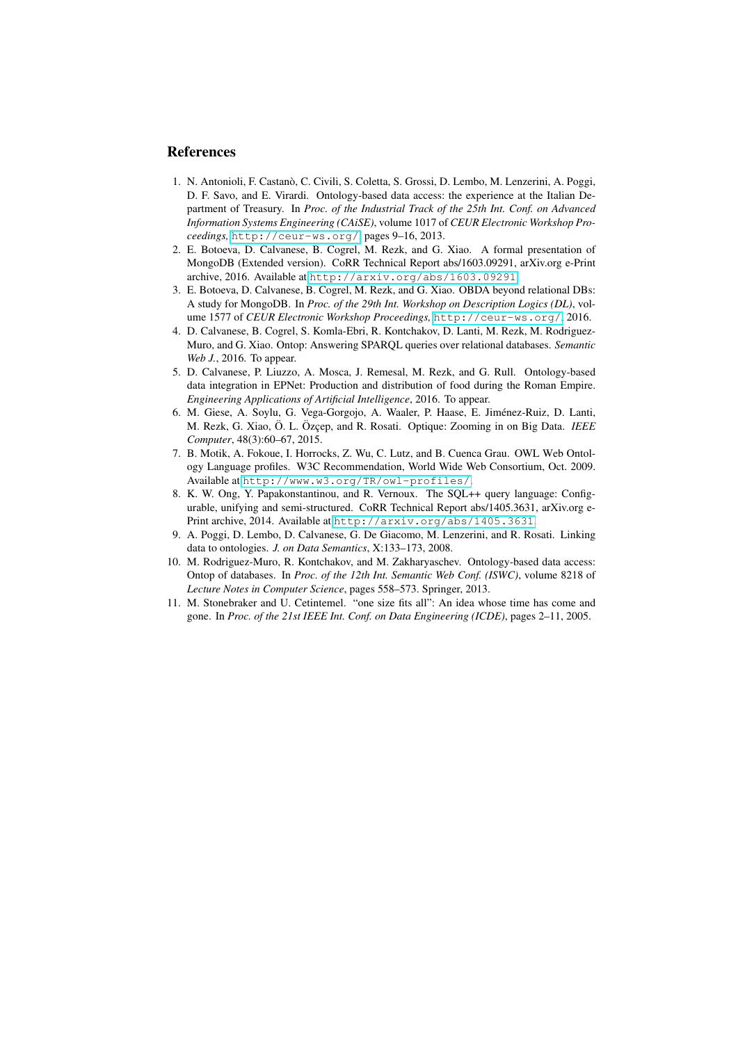## References

1. N. Antonioli, F. Castanò, C. Civili, S. Coletta, S. Grossi, D. Lembo, M. Lenzerini, A. Poggi, D. F. Savo, and E. Virardi. Ontology-based data access: the experience at the Italian Department of Treasury. In *Proc. of the Industrial Track of the 25th Int. Conf. on Advanced Information Systems Engineering (CAiSE)*, volume 1017 of *CEUR Electronic Workshop Proceedings,* http://ceur-ws.org/, pages 9–16, 2013.
2. E. Botoeva, D. Calvanese, B. Cogrel, M. Rezk, and G. Xiao. A formal presentation of MongoDB (Extended version). CoRR Technical Report abs/1603.09291, arXiv.org e-Print archive, 2016. Available at http://arxiv.org/abs/1603.09291.
3. E. Botoeva, D. Calvanese, B. Cogrel, M. Rezk, and G. Xiao. OBDA beyond relational DBs: A study for MongoDB. In *Proc. of the 29th Int. Workshop on Description Logics (DL)*, volume 1577 of *CEUR Electronic Workshop Proceedings,* http://ceur-ws.org/, 2016.
4. D. Calvanese, B. Cogrel, S. Komla-Ebri, R. Kontchakov, D. Lanti, M. Rezk, M. Rodriguez-Muro, and G. Xiao. Ontop: Answering SPARQL queries over relational databases. *Semantic Web J.*, 2016. To appear.
5. D. Calvanese, P. Liuzzo, A. Mosca, J. Remesal, M. Rezk, and G. Rull. Ontology-based data integration in EPNet: Production and distribution of food during the Roman Empire. *Engineering Applications of Artificial Intelligence*, 2016. To appear.
6. M. Giese, A. Soylu, G. Vega-Gorgojo, A. Waaler, P. Haase, E. Jiménez-Ruiz, D. Lanti, M. Rezk, G. Xiao, Ö. L. Özçep, and R. Rosati. Optique: Zooming in on Big Data. *IEEE Computer*, 48(3):60–67, 2015.
7. B. Motik, A. Fokoue, I. Horrocks, Z. Wu, C. Lutz, and B. Cuenca Grau. OWL Web Ontology Language profiles. W3C Recommendation, World Wide Web Consortium, Oct. 2009. Available at http://www.w3.org/TR/owl-profiles/.
8. K. W. Ong, Y. Papakonstantinou, and R. Vernoux. The SQL++ query language: Configurable, unifying and semi-structured. CoRR Technical Report abs/1405.3631, arXiv.org e-Print archive, 2014. Available at http://arxiv.org/abs/1405.3631.
9. A. Poggi, D. Lembo, D. Calvanese, G. De Giacomo, M. Lenzerini, and R. Rosati. Linking data to ontologies. *J. on Data Semantics*, X:133–173, 2008.
10. M. Rodriguez-Muro, R. Kontchakov, and M. Zakharyaschev. Ontology-based data access: Ontop of databases. In *Proc. of the 12th Int. Semantic Web Conf. (ISWC)*, volume 8218 of *Lecture Notes in Computer Science*, pages 558–573. Springer, 2013.
11. M. Stonebraker and U. Cetintemel. "one size fits all": An idea whose time has come and gone. In *Proc. of the 21st IEEE Int. Conf. on Data Engineering (ICDE)*, pages 2–11, 2005.